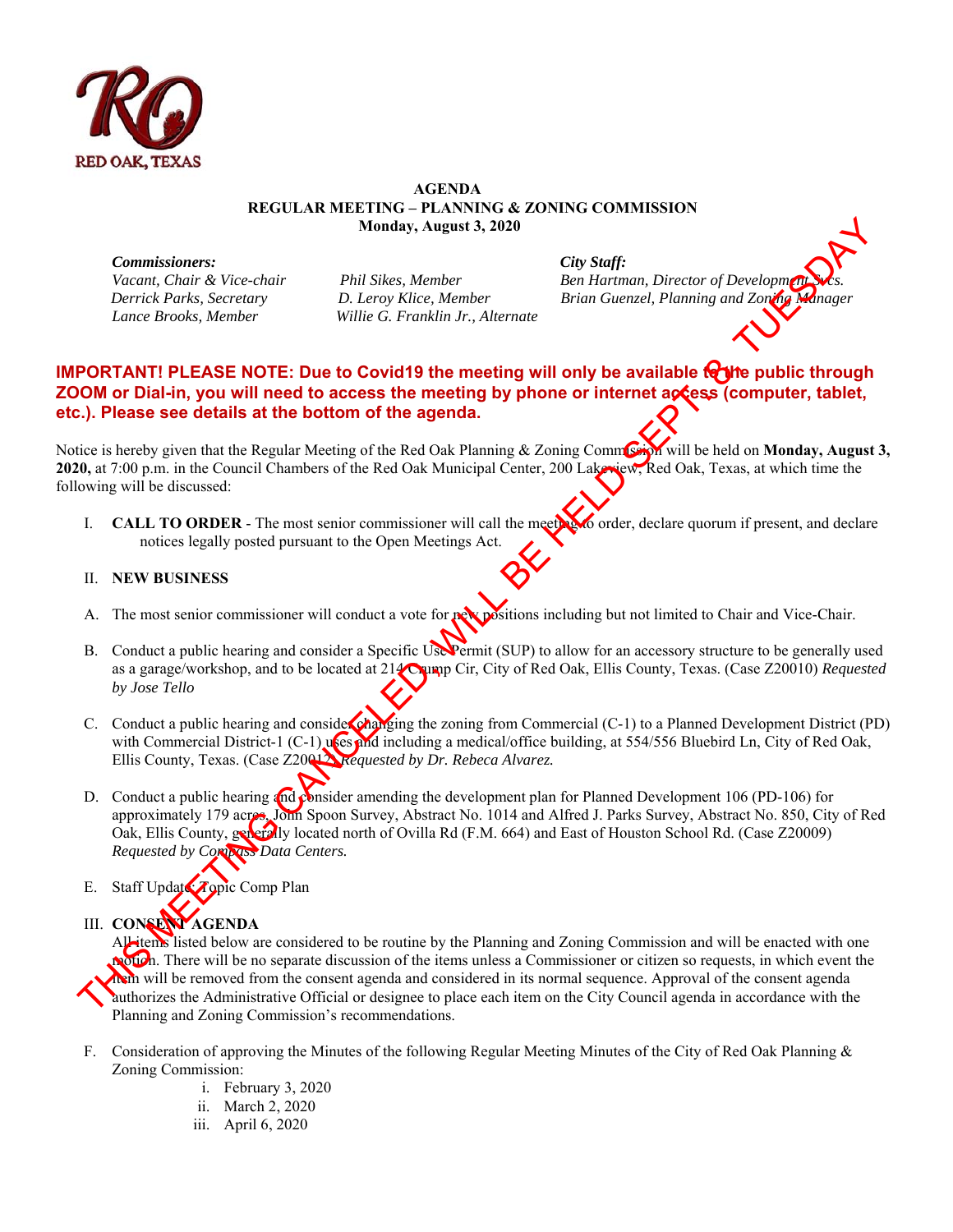RED OAK, TEXAS

**AGENDA**
**REGULAR MEETING – PLANNING & ZONING COMMISSION**
**Monday, August 3, 2020**

***Commissioners:***
*Vacant, Chair & Vice-chair*
*Derrick Parks, Secretary*
*Lance Brooks, Member*
*Phil Sikes, Member*
*D. Leroy Klice, Member*
*Willie G. Franklin Jr., Alternate*

***City Staff:***
*Ben Hartman, Director of Development Svcs.*
*Brian Guenzel, Planning and Zoning Manager*

THIS MEETING CANCELED WILL BE HELD SEPT 8 TUESDAY

**IMPORTANT! PLEASE NOTE: Due to Covid19 the meeting will only be available to the public through ZOOM or Dial-in, you will need to access the meeting by phone or internet access (computer, tablet, etc.). Please see details at the bottom of the agenda.**

Notice is hereby given that the Regular Meeting of the Red Oak Planning & Zoning Commission will be held on **Monday, August 3, 2020,** at 7:00 p.m. in the Council Chambers of the Red Oak Municipal Center, 200 Lakeview, Red Oak, Texas, at which time the following will be discussed:

I. **CALL TO ORDER** - The most senior commissioner will call the meeting to order, declare quorum if present, and declare notices legally posted pursuant to the Open Meetings Act.

II. **NEW BUSINESS**

A. The most senior commissioner will conduct a vote for new positions including but not limited to Chair and Vice-Chair.

B. Conduct a public hearing and consider a Specific Use Permit (SUP) to allow for an accessory structure to be generally used as a garage/workshop, and to be located at 214 Crump Cir, City of Red Oak, Ellis County, Texas. (Case Z20010) *Requested by Jose Tello*

C. Conduct a public hearing and consider changing the zoning from Commercial (C-1) to a Planned Development District (PD) with Commercial District-1 (C-1) uses and including a medical/office building, at 554/556 Bluebird Ln, City of Red Oak, Ellis County, Texas. (Case Z20012) *Requested by Dr. Rebeca Alvarez.*

D. Conduct a public hearing and consider amending the development plan for Planned Development 106 (PD-106) for approximately 179 acres, John Spoon Survey, Abstract No. 1014 and Alfred J. Parks Survey, Abstract No. 850, City of Red Oak, Ellis County, generally located north of Ovilla Rd (F.M. 664) and East of Houston School Rd. (Case Z20009) *Requested by Compass Data Centers.*

E. Staff Update: Topic Comp Plan

III. **CONSENT AGENDA**
All items listed below are considered to be routine by the Planning and Zoning Commission and will be enacted with one motion. There will be no separate discussion of the items unless a Commissioner or citizen so requests, in which event the item will be removed from the consent agenda and considered in its normal sequence. Approval of the consent agenda authorizes the Administrative Official or designee to place each item on the City Council agenda in accordance with the Planning and Zoning Commission's recommendations.

F. Consideration of approving the Minutes of the following Regular Meeting Minutes of the City of Red Oak Planning & Zoning Commission:
   i. February 3, 2020
   ii. March 2, 2020
   iii. April 6, 2020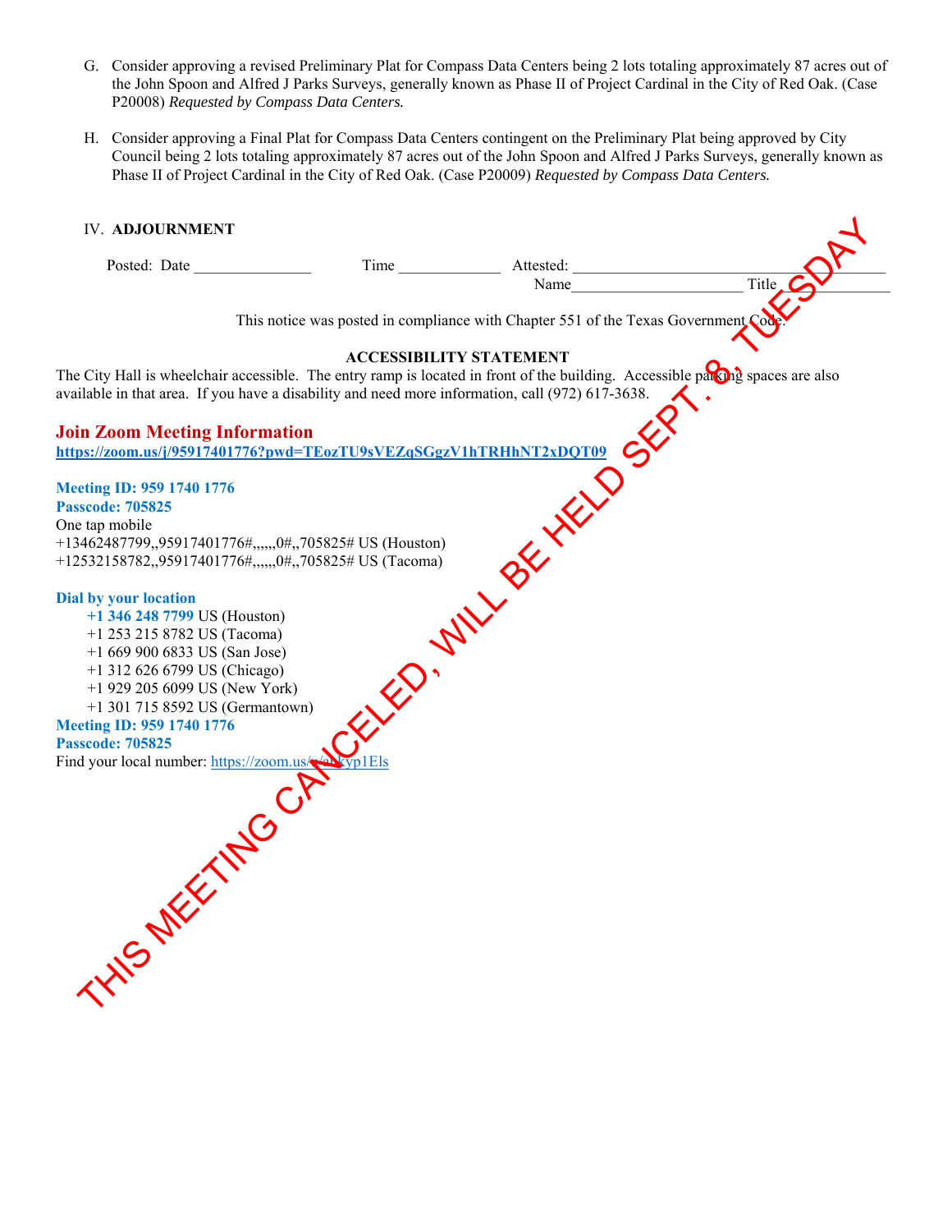G. Consider approving a revised Preliminary Plat for Compass Data Centers being 2 lots totaling approximately 87 acres out of the John Spoon and Alfred J Parks Surveys, generally known as Phase II of Project Cardinal in the City of Red Oak. (Case P20008) *Requested by Compass Data Centers.*

H. Consider approving a Final Plat for Compass Data Centers contingent on the Preliminary Plat being approved by City Council being 2 lots totaling approximately 87 acres out of the John Spoon and Alfred J Parks Surveys, generally known as Phase II of Project Cardinal in the City of Red Oak. (Case P20009) *Requested by Compass Data Centers.*

IV. **ADJOURNMENT**

Posted: Date _______________ Time _____________ Attested: ________________________________________
Name______________________ Title______________

This notice was posted in compliance with Chapter 551 of the Texas Government Code.

**ACCESSIBILITY STATEMENT**

The City Hall is wheelchair accessible. The entry ramp is located in front of the building. Accessible parking spaces are also available in that area. If you have a disability and need more information, call (972) 617-3638.

**Join Zoom Meeting Information**

**https://zoom.us/j/95917401776?pwd=TEozTU9sVEZqSGgzV1hTRHhNT2xDQT09**

**Meeting ID: 959 1740 1776**
**Passcode: 705825**
One tap mobile
+13462487799,,95917401776#,,,,,,0#,,705825# US (Houston)
+12532158782,,95917401776#,,,,,,0#,,705825# US (Tacoma)

**Dial by your location**
**+1 346 248 7799** US (Houston)
+1 253 215 8782 US (Tacoma)
+1 669 900 6833 US (San Jose)
+1 312 626 6799 US (Chicago)
+1 929 205 6099 US (New York)
+1 301 715 8592 US (Germantown)
**Meeting ID: 959 1740 1776**
**Passcode: 705825**
Find your local number: https://zoom.us/u/akyp1Els

THIS MEETING CANCELED, WILL BE HELD SEPT. 8, TUESDAY